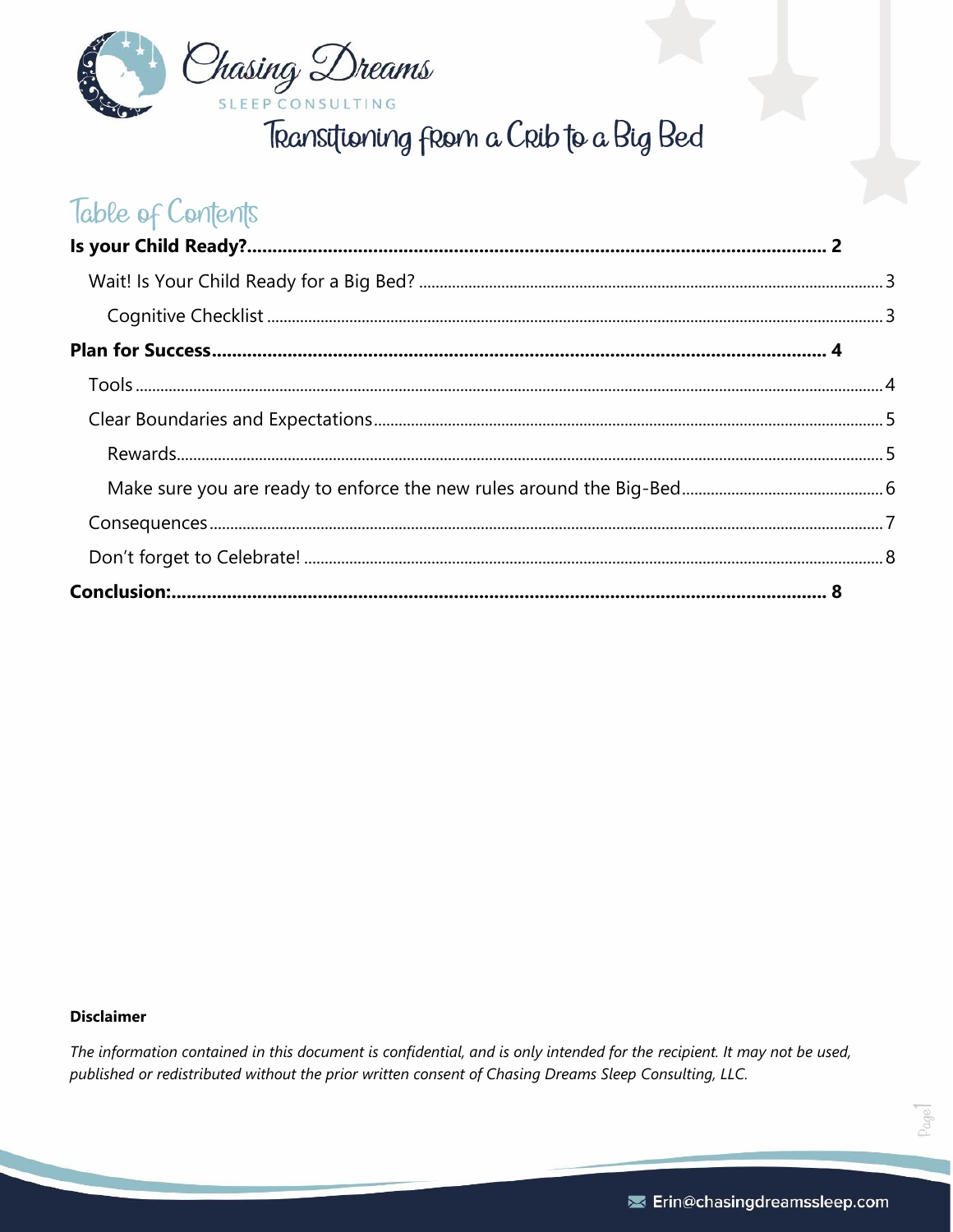# Chasing Dreams

SLEEP CONSULTING

# Transitioning from a Crib to a Big Bed

## Table of Contents

**Is your Child Ready?....................................................... 2**

Wait! Is Your Child Ready for a Big Bed? ....................................... 3

Cognitive Checklist ....................................... 3

**Plan for Success....................................................... 4**

Tools ....................................... 4

Clear Boundaries and Expectations ....................................... 5

Rewards ....................................... 5

Make sure you are ready to enforce the new rules around the Big-Bed ....................................... 6

Consequences ....................................... 7

Don't forget to Celebrate! ....................................... 8

**Conclusion:....................................................... 8**

**Disclaimer**

*The information contained in this document is confidential, and is only intended for the recipient. It may not be used, published or redistributed without the prior written consent of Chasing Dreams Sleep Consulting, LLC.*

Erin@chasingdreamssleep.com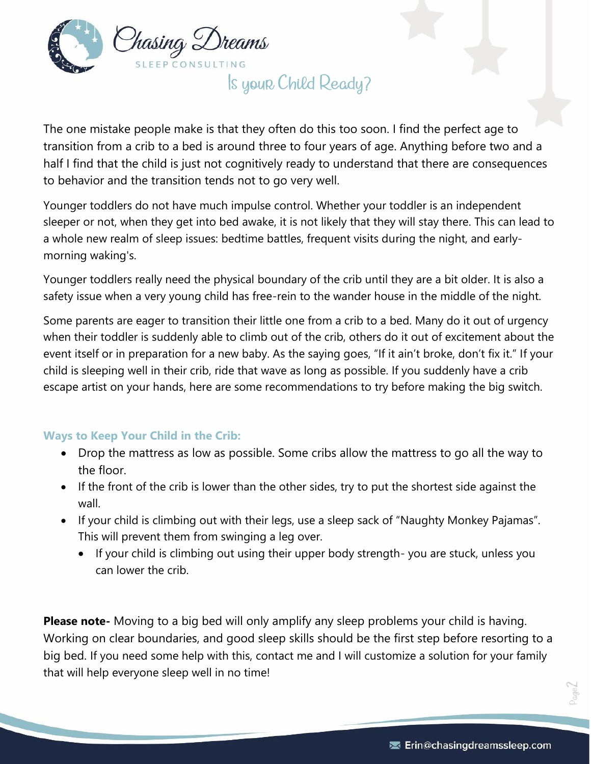## Is your Child Ready?

The one mistake people make is that they often do this too soon. I find the perfect age to transition from a crib to a bed is around three to four years of age. Anything before two and a half I find that the child is just not cognitively ready to understand that there are consequences to behavior and the transition tends not to go very well.

Younger toddlers do not have much impulse control. Whether your toddler is an independent sleeper or not, when they get into bed awake, it is not likely that they will stay there. This can lead to a whole new realm of sleep issues: bedtime battles, frequent visits during the night, and early-morning waking's.

Younger toddlers really need the physical boundary of the crib until they are a bit older. It is also a safety issue when a very young child has free-rein to the wander house in the middle of the night.

Some parents are eager to transition their little one from a crib to a bed. Many do it out of urgency when their toddler is suddenly able to climb out of the crib, others do it out of excitement about the event itself or in preparation for a new baby. As the saying goes, "If it ain't broke, don't fix it." If your child is sleeping well in their crib, ride that wave as long as possible. If you suddenly have a crib escape artist on your hands, here are some recommendations to try before making the big switch.

### Ways to Keep Your Child in the Crib:

- Drop the mattress as low as possible. Some cribs allow the mattress to go all the way to the floor.
- If the front of the crib is lower than the other sides, try to put the shortest side against the wall.
- If your child is climbing out with their legs, use a sleep sack of "Naughty Monkey Pajamas". This will prevent them from swinging a leg over.
  - If your child is climbing out using their upper body strength- you are stuck, unless you can lower the crib.

**Please note-** Moving to a big bed will only amplify any sleep problems your child is having. Working on clear boundaries, and good sleep skills should be the first step before resorting to a big bed. If you need some help with this, contact me and I will customize a solution for your family that will help everyone sleep well in no time!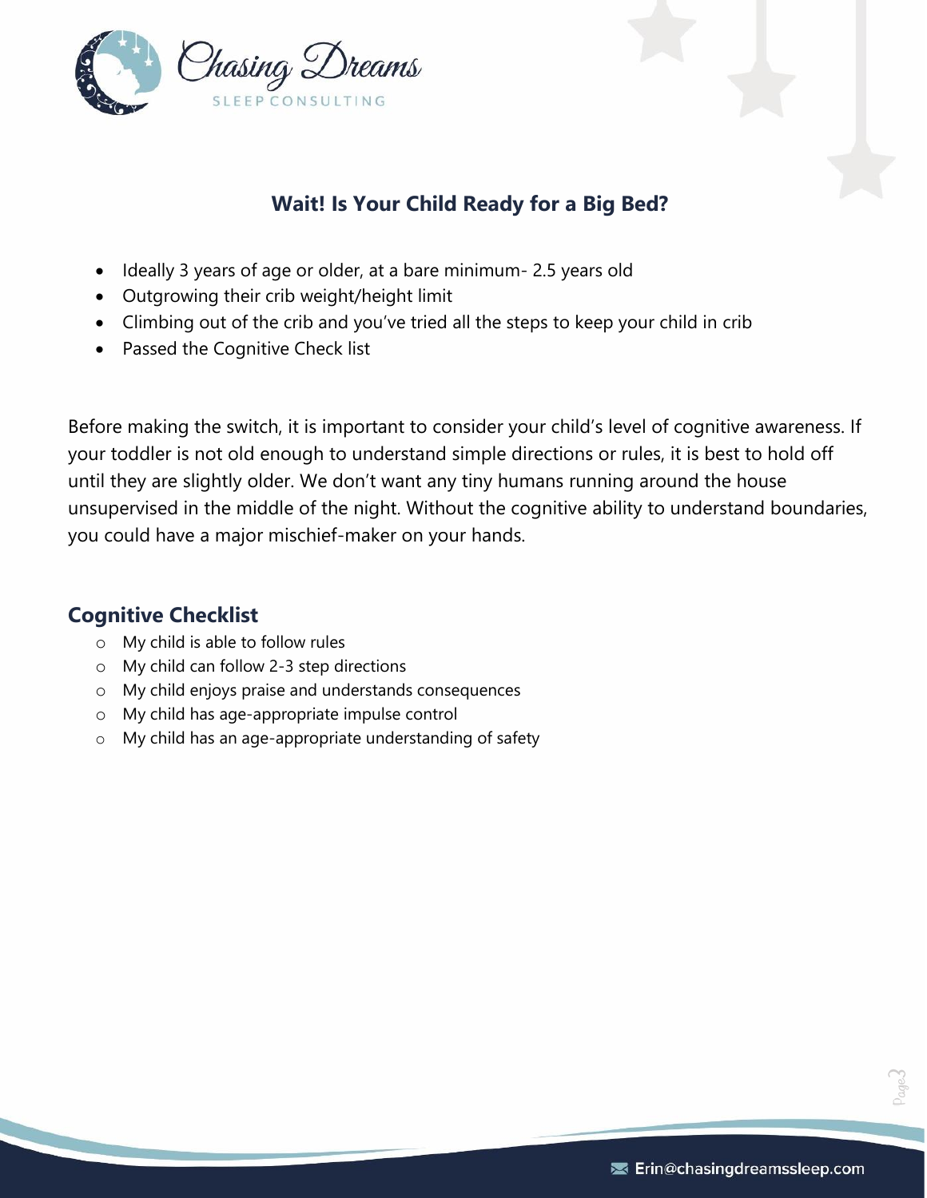## Wait! Is Your Child Ready for a Big Bed?

- Ideally 3 years of age or older, at a bare minimum- 2.5 years old
- Outgrowing their crib weight/height limit
- Climbing out of the crib and you've tried all the steps to keep your child in crib
- Passed the Cognitive Check list

Before making the switch, it is important to consider your child's level of cognitive awareness. If your toddler is not old enough to understand simple directions or rules, it is best to hold off until they are slightly older. We don't want any tiny humans running around the house unsupervised in the middle of the night. Without the cognitive ability to understand boundaries, you could have a major mischief-maker on your hands.

### Cognitive Checklist

- My child is able to follow rules
- My child can follow 2-3 step directions
- My child enjoys praise and understands consequences
- My child has age-appropriate impulse control
- My child has an age-appropriate understanding of safety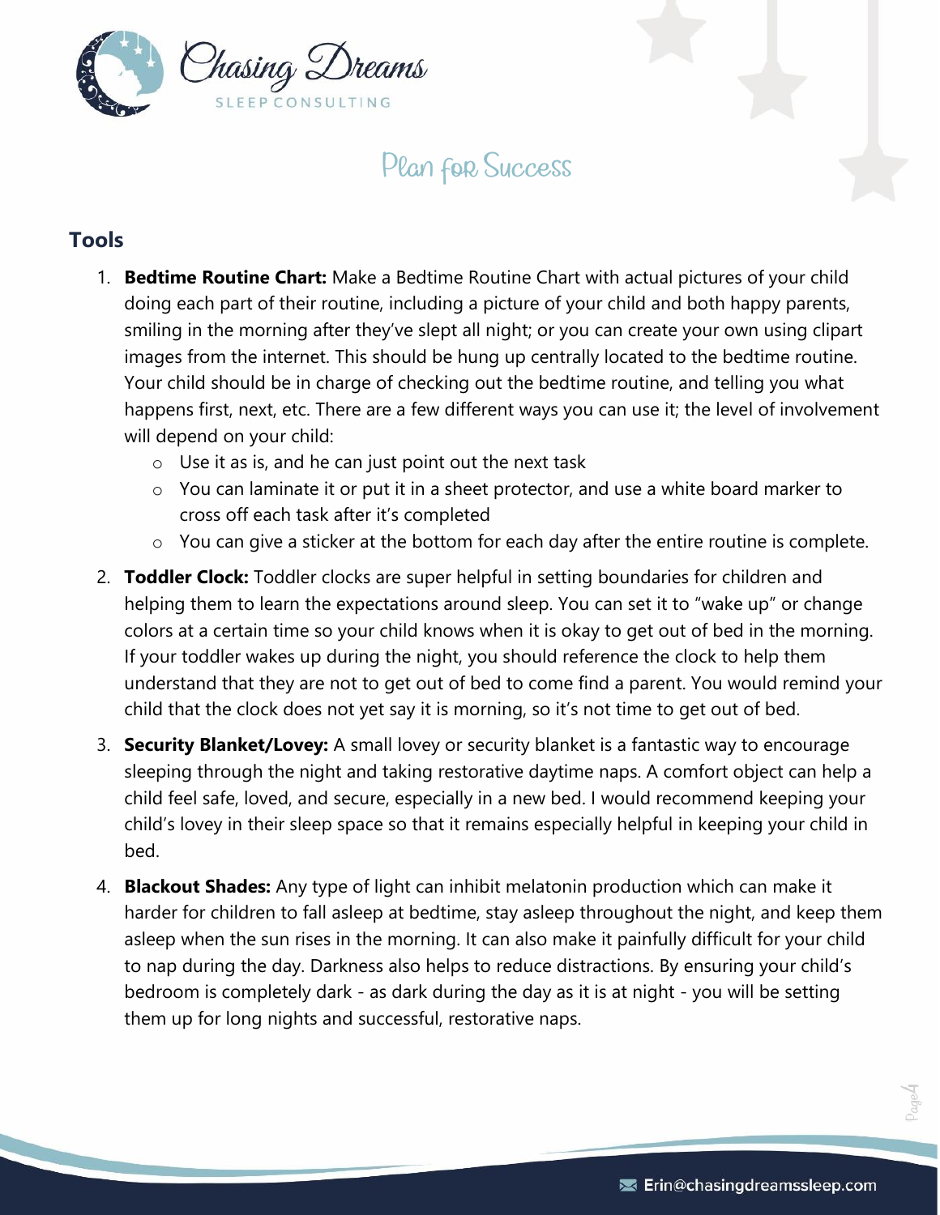## Plan for Success

### Tools

1. **Bedtime Routine Chart:** Make a Bedtime Routine Chart with actual pictures of your child doing each part of their routine, including a picture of your child and both happy parents, smiling in the morning after they've slept all night; or you can create your own using clipart images from the internet. This should be hung up centrally located to the bedtime routine. Your child should be in charge of checking out the bedtime routine, and telling you what happens first, next, etc. There are a few different ways you can use it; the level of involvement will depend on your child:
   - Use it as is, and he can just point out the next task
   - You can laminate it or put it in a sheet protector, and use a white board marker to cross off each task after it's completed
   - You can give a sticker at the bottom for each day after the entire routine is complete.
2. **Toddler Clock:** Toddler clocks are super helpful in setting boundaries for children and helping them to learn the expectations around sleep. You can set it to "wake up" or change colors at a certain time so your child knows when it is okay to get out of bed in the morning. If your toddler wakes up during the night, you should reference the clock to help them understand that they are not to get out of bed to come find a parent. You would remind your child that the clock does not yet say it is morning, so it's not time to get out of bed.
3. **Security Blanket/Lovey:** A small lovey or security blanket is a fantastic way to encourage sleeping through the night and taking restorative daytime naps. A comfort object can help a child feel safe, loved, and secure, especially in a new bed. I would recommend keeping your child's lovey in their sleep space so that it remains especially helpful in keeping your child in bed.
4. **Blackout Shades:** Any type of light can inhibit melatonin production which can make it harder for children to fall asleep at bedtime, stay asleep throughout the night, and keep them asleep when the sun rises in the morning. It can also make it painfully difficult for your child to nap during the day. Darkness also helps to reduce distractions. By ensuring your child's bedroom is completely dark - as dark during the day as it is at night - you will be setting them up for long nights and successful, restorative naps.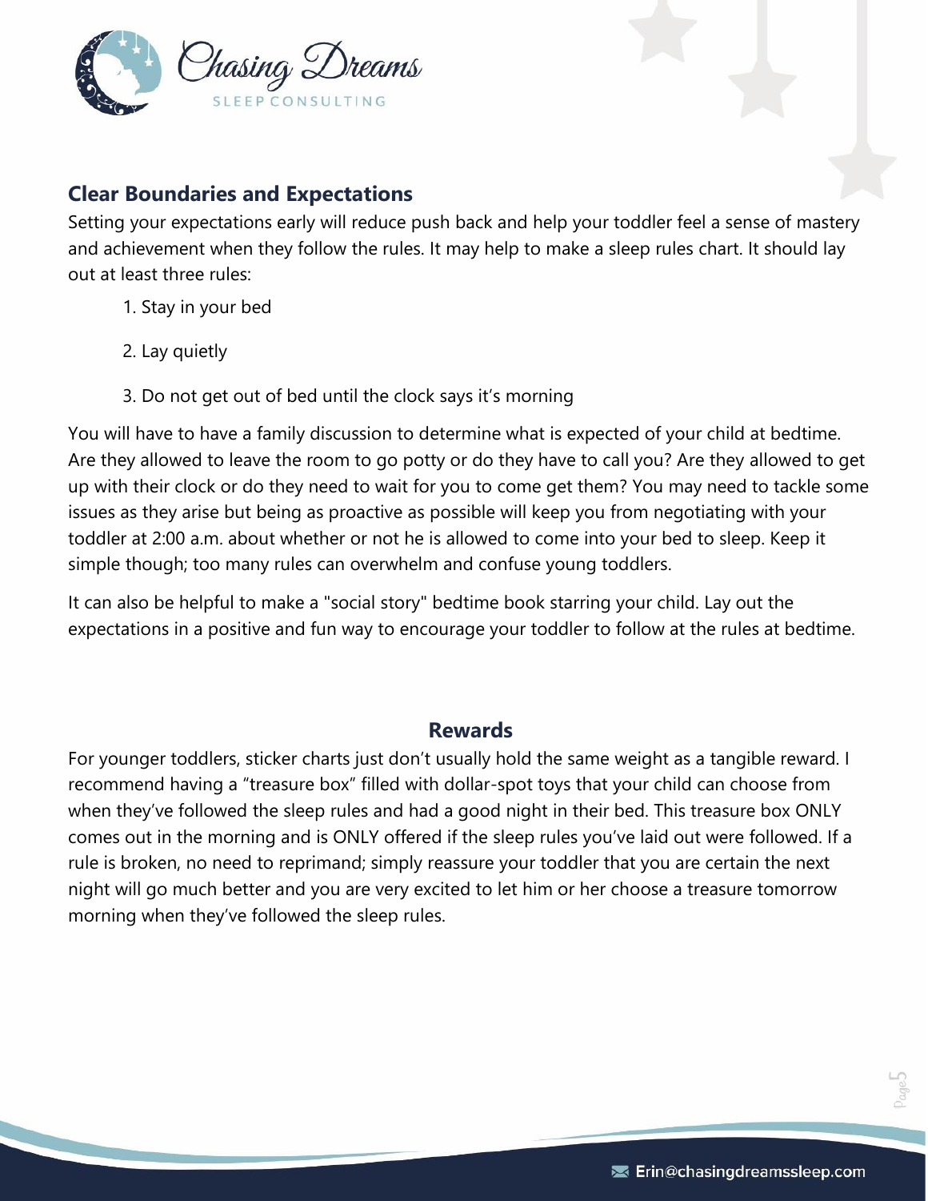## Clear Boundaries and Expectations

Setting your expectations early will reduce push back and help your toddler feel a sense of mastery and achievement when they follow the rules. It may help to make a sleep rules chart. It should lay out at least three rules:

1. Stay in your bed
2. Lay quietly
3. Do not get out of bed until the clock says it's morning

You will have to have a family discussion to determine what is expected of your child at bedtime. Are they allowed to leave the room to go potty or do they have to call you? Are they allowed to get up with their clock or do they need to wait for you to come get them? You may need to tackle some issues as they arise but being as proactive as possible will keep you from negotiating with your toddler at 2:00 a.m. about whether or not he is allowed to come into your bed to sleep. Keep it simple though; too many rules can overwhelm and confuse young toddlers.

It can also be helpful to make a "social story" bedtime book starring your child. Lay out the expectations in a positive and fun way to encourage your toddler to follow at the rules at bedtime.

## Rewards

For younger toddlers, sticker charts just don't usually hold the same weight as a tangible reward. I recommend having a "treasure box" filled with dollar-spot toys that your child can choose from when they've followed the sleep rules and had a good night in their bed. This treasure box ONLY comes out in the morning and is ONLY offered if the sleep rules you've laid out were followed. If a rule is broken, no need to reprimand; simply reassure your toddler that you are certain the next night will go much better and you are very excited to let him or her choose a treasure tomorrow morning when they've followed the sleep rules.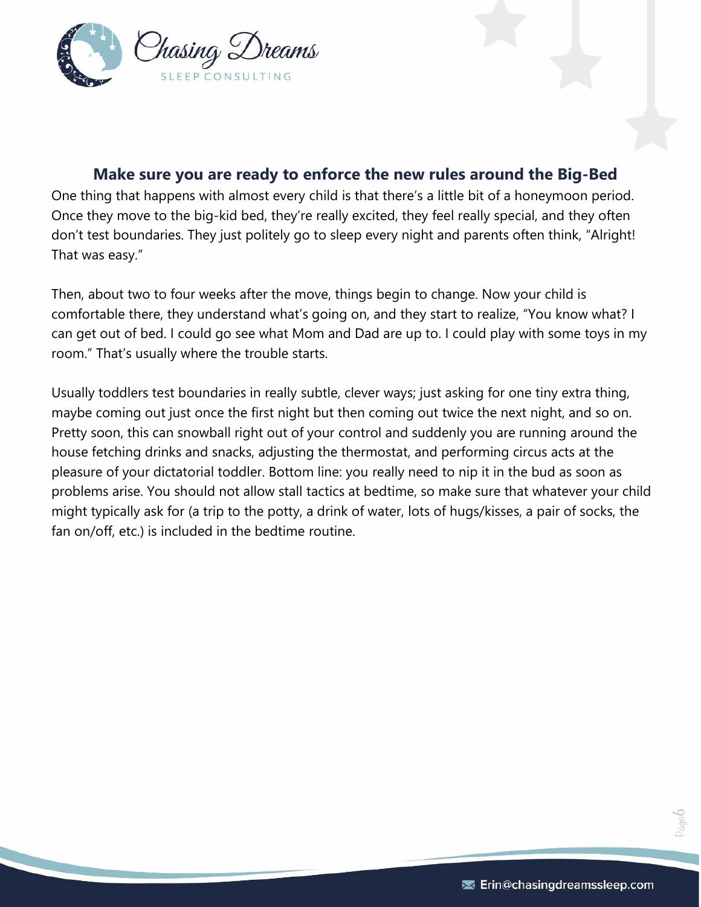## Make sure you are ready to enforce the new rules around the Big-Bed

One thing that happens with almost every child is that there's a little bit of a honeymoon period. Once they move to the big-kid bed, they're really excited, they feel really special, and they often don't test boundaries. They just politely go to sleep every night and parents often think, "Alright! That was easy."

Then, about two to four weeks after the move, things begin to change. Now your child is comfortable there, they understand what's going on, and they start to realize, "You know what? I can get out of bed. I could go see what Mom and Dad are up to. I could play with some toys in my room." That's usually where the trouble starts.

Usually toddlers test boundaries in really subtle, clever ways; just asking for one tiny extra thing, maybe coming out just once the first night but then coming out twice the next night, and so on. Pretty soon, this can snowball right out of your control and suddenly you are running around the house fetching drinks and snacks, adjusting the thermostat, and performing circus acts at the pleasure of your dictatorial toddler. Bottom line: you really need to nip it in the bud as soon as problems arise. You should not allow stall tactics at bedtime, so make sure that whatever your child might typically ask for (a trip to the potty, a drink of water, lots of hugs/kisses, a pair of socks, the fan on/off, etc.) is included in the bedtime routine.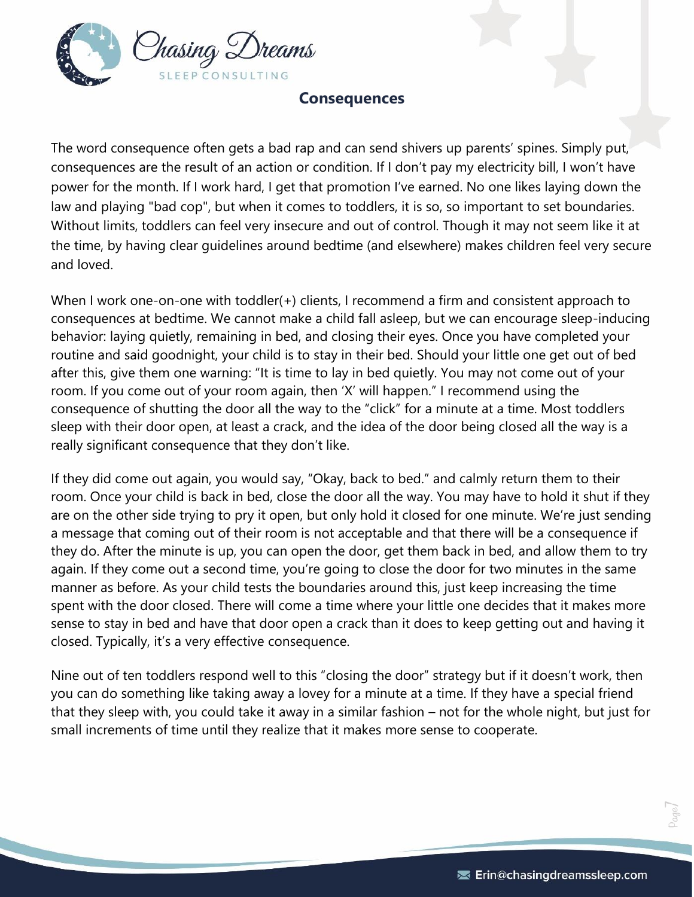## Consequences

The word consequence often gets a bad rap and can send shivers up parents' spines. Simply put, consequences are the result of an action or condition. If I don't pay my electricity bill, I won't have power for the month. If I work hard, I get that promotion I've earned. No one likes laying down the law and playing "bad cop", but when it comes to toddlers, it is so, so important to set boundaries. Without limits, toddlers can feel very insecure and out of control. Though it may not seem like it at the time, by having clear guidelines around bedtime (and elsewhere) makes children feel very secure and loved.

When I work one-on-one with toddler(+) clients, I recommend a firm and consistent approach to consequences at bedtime. We cannot make a child fall asleep, but we can encourage sleep-inducing behavior: laying quietly, remaining in bed, and closing their eyes. Once you have completed your routine and said goodnight, your child is to stay in their bed. Should your little one get out of bed after this, give them one warning: "It is time to lay in bed quietly. You may not come out of your room. If you come out of your room again, then 'X' will happen." I recommend using the consequence of shutting the door all the way to the "click" for a minute at a time. Most toddlers sleep with their door open, at least a crack, and the idea of the door being closed all the way is a really significant consequence that they don't like.

If they did come out again, you would say, "Okay, back to bed." and calmly return them to their room. Once your child is back in bed, close the door all the way. You may have to hold it shut if they are on the other side trying to pry it open, but only hold it closed for one minute. We're just sending a message that coming out of their room is not acceptable and that there will be a consequence if they do. After the minute is up, you can open the door, get them back in bed, and allow them to try again. If they come out a second time, you're going to close the door for two minutes in the same manner as before. As your child tests the boundaries around this, just keep increasing the time spent with the door closed. There will come a time where your little one decides that it makes more sense to stay in bed and have that door open a crack than it does to keep getting out and having it closed. Typically, it's a very effective consequence.

Nine out of ten toddlers respond well to this "closing the door" strategy but if it doesn't work, then you can do something like taking away a lovey for a minute at a time. If they have a special friend that they sleep with, you could take it away in a similar fashion – not for the whole night, but just for small increments of time until they realize that it makes more sense to cooperate.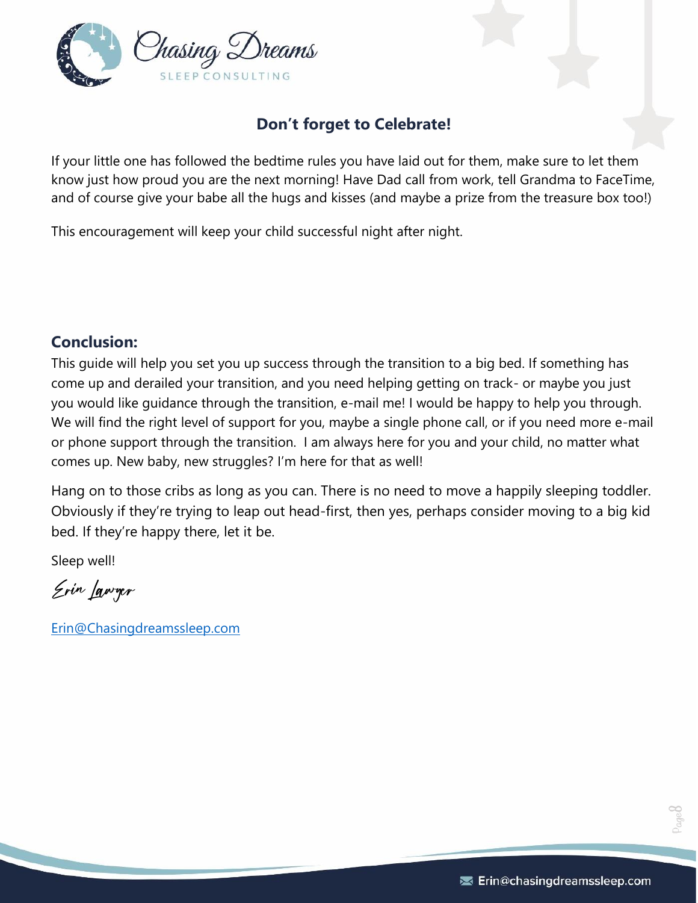## Don't forget to Celebrate!

If your little one has followed the bedtime rules you have laid out for them, make sure to let them know just how proud you are the next morning! Have Dad call from work, tell Grandma to FaceTime, and of course give your babe all the hugs and kisses (and maybe a prize from the treasure box too!)

This encouragement will keep your child successful night after night.

## Conclusion:

This guide will help you set you up success through the transition to a big bed. If something has come up and derailed your transition, and you need helping getting on track- or maybe you just you would like guidance through the transition, e-mail me! I would be happy to help you through. We will find the right level of support for you, maybe a single phone call, or if you need more e-mail or phone support through the transition. I am always here for you and your child, no matter what comes up. New baby, new struggles? I'm here for that as well!

Hang on to those cribs as long as you can. There is no need to move a happily sleeping toddler. Obviously if they're trying to leap out head-first, then yes, perhaps consider moving to a big kid bed. If they're happy there, let it be.

Sleep well!

Erin Lawyer

Erin@Chasingdreamssleep.com